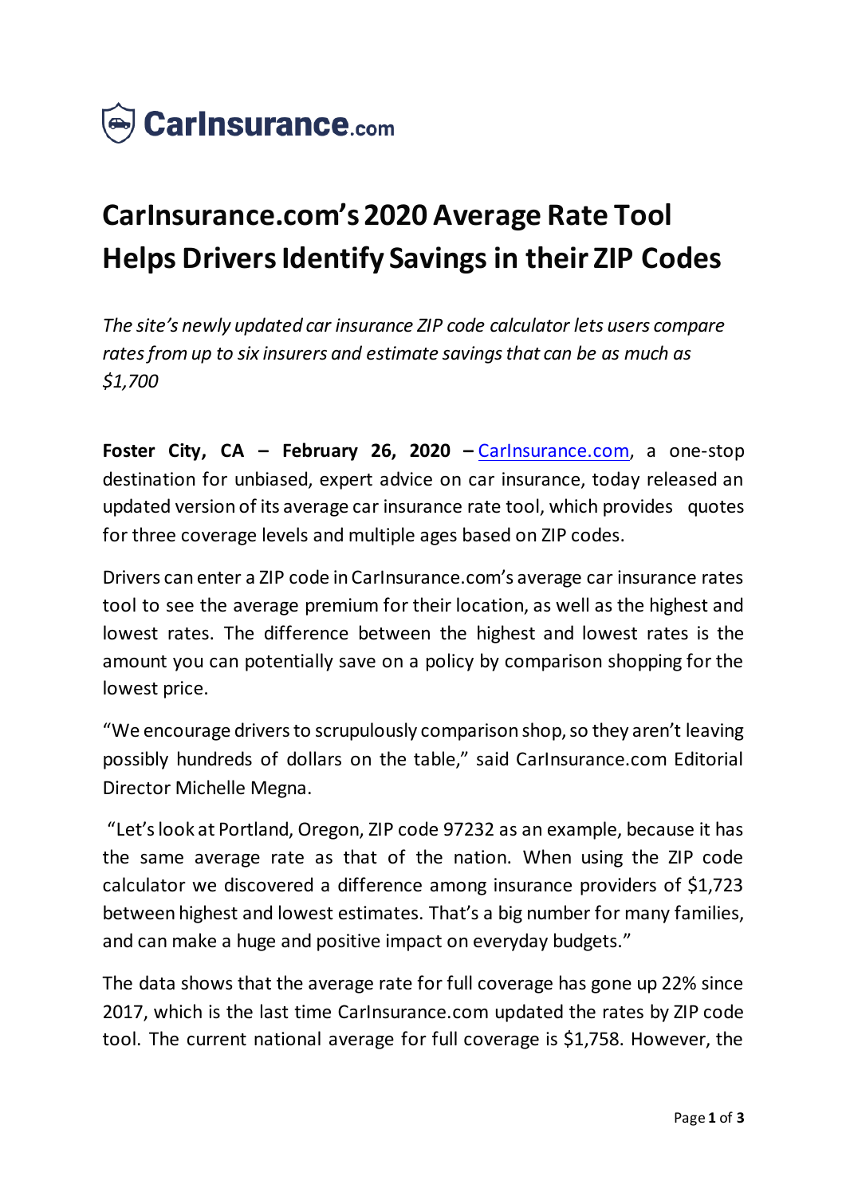**CarInsurance.com**

# CarInsurance.com's 2020 Average Rate Tool Helps Drivers Identify Savings in their ZIP Codes

*The site's newly updated car insurance ZIP code calculator lets users compare rates from up to six insurers and estimate savings that can be as much as $1,700*

**Foster City, CA – February 26, 2020 –** CarInsurance.com, a one-stop destination for unbiased, expert advice on car insurance, today released an updated version of its average car insurance rate tool, which provides quotes for three coverage levels and multiple ages based on ZIP codes.

Drivers can enter a ZIP code in CarInsurance.com's average car insurance rates tool to see the average premium for their location, as well as the highest and lowest rates. The difference between the highest and lowest rates is the amount you can potentially save on a policy by comparison shopping for the lowest price.

"We encourage drivers to scrupulously comparison shop, so they aren't leaving possibly hundreds of dollars on the table," said CarInsurance.com Editorial Director Michelle Megna.

"Let's look at Portland, Oregon, ZIP code 97232 as an example, because it has the same average rate as that of the nation. When using the ZIP code calculator we discovered a difference among insurance providers of $1,723 between highest and lowest estimates. That's a big number for many families, and can make a huge and positive impact on everyday budgets."

The data shows that the average rate for full coverage has gone up 22% since 2017, which is the last time CarInsurance.com updated the rates by ZIP code tool. The current national average for full coverage is $1,758. However, the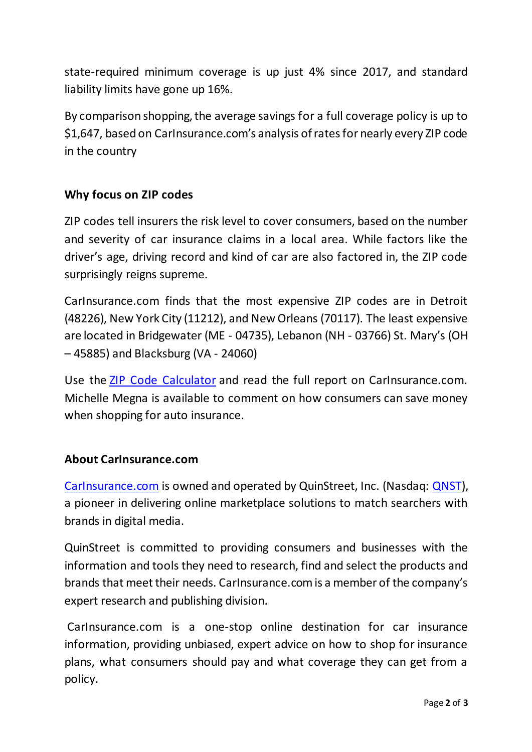state-required minimum coverage is up just 4% since 2017, and standard liability limits have gone up 16%.

By comparison shopping, the average savings for a full coverage policy is up to $1,647, based on CarInsurance.com's analysis of rates for nearly every ZIP code in the country

**Why focus on ZIP codes**

ZIP codes tell insurers the risk level to cover consumers, based on the number and severity of car insurance claims in a local area. While factors like the driver's age, driving record and kind of car are also factored in, the ZIP code surprisingly reigns supreme.

CarInsurance.com finds that the most expensive ZIP codes are in Detroit (48226), New York City (11212), and New Orleans (70117). The least expensive are located in Bridgewater (ME - 04735), Lebanon (NH - 03766) St. Mary's (OH – 45885) and Blacksburg (VA - 24060)

Use the ZIP Code Calculator and read the full report on CarInsurance.com. Michelle Megna is available to comment on how consumers can save money when shopping for auto insurance.

**About CarInsurance.com**

CarInsurance.com is owned and operated by QuinStreet, Inc. (Nasdaq: QNST), a pioneer in delivering online marketplace solutions to match searchers with brands in digital media.

QuinStreet is committed to providing consumers and businesses with the information and tools they need to research, find and select the products and brands that meet their needs. CarInsurance.com is a member of the company's expert research and publishing division.

CarInsurance.com is a one-stop online destination for car insurance information, providing unbiased, expert advice on how to shop for insurance plans, what consumers should pay and what coverage they can get from a policy.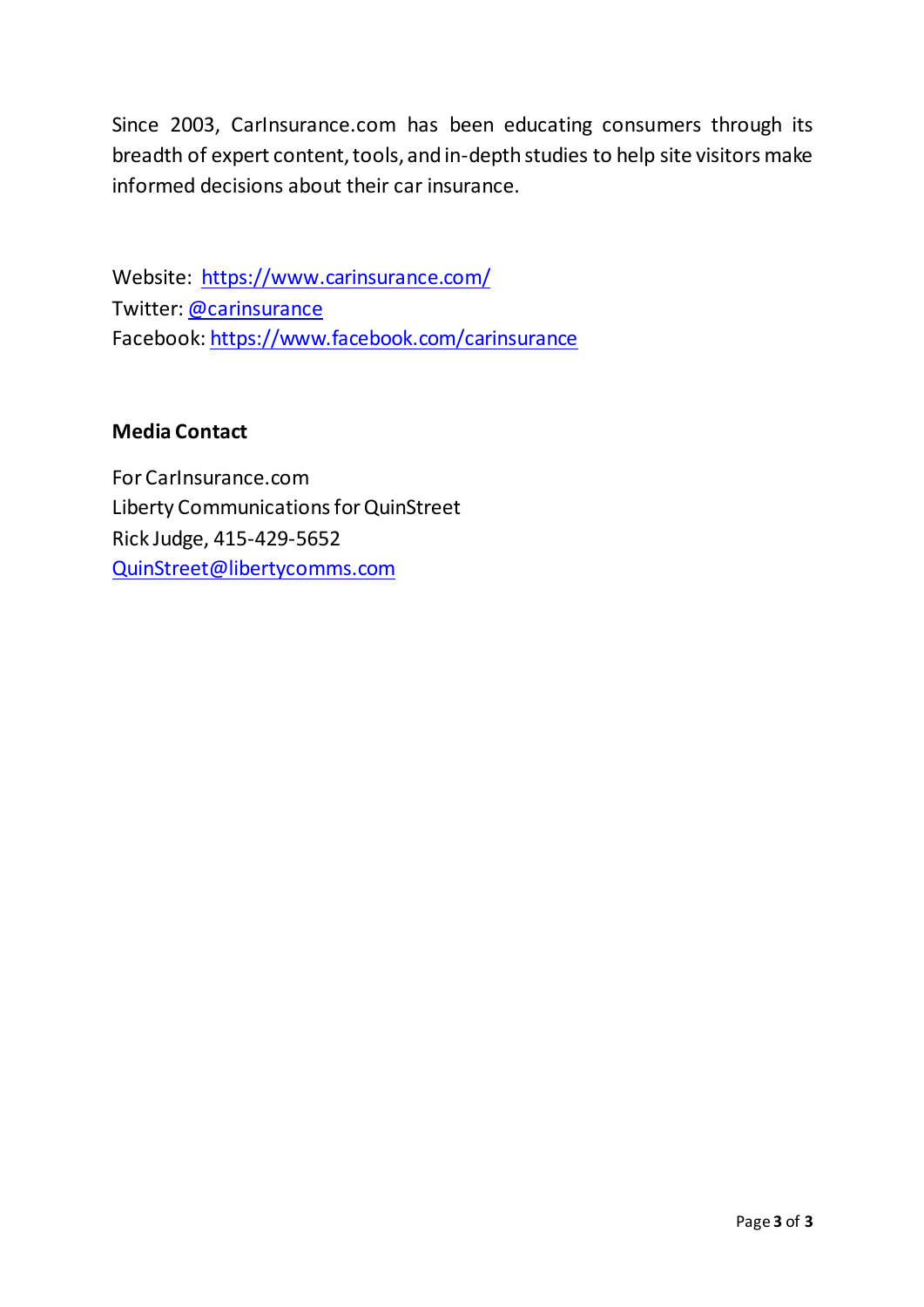Since 2003, CarInsurance.com has been educating consumers through its breadth of expert content, tools, and in-depth studies to help site visitors make informed decisions about their car insurance.

Website: https://www.carinsurance.com/
Twitter: @carinsurance
Facebook: https://www.facebook.com/carinsurance

**Media Contact**

For CarInsurance.com
Liberty Communications for QuinStreet
Rick Judge, 415-429-5652
QuinStreet@libertycomms.com